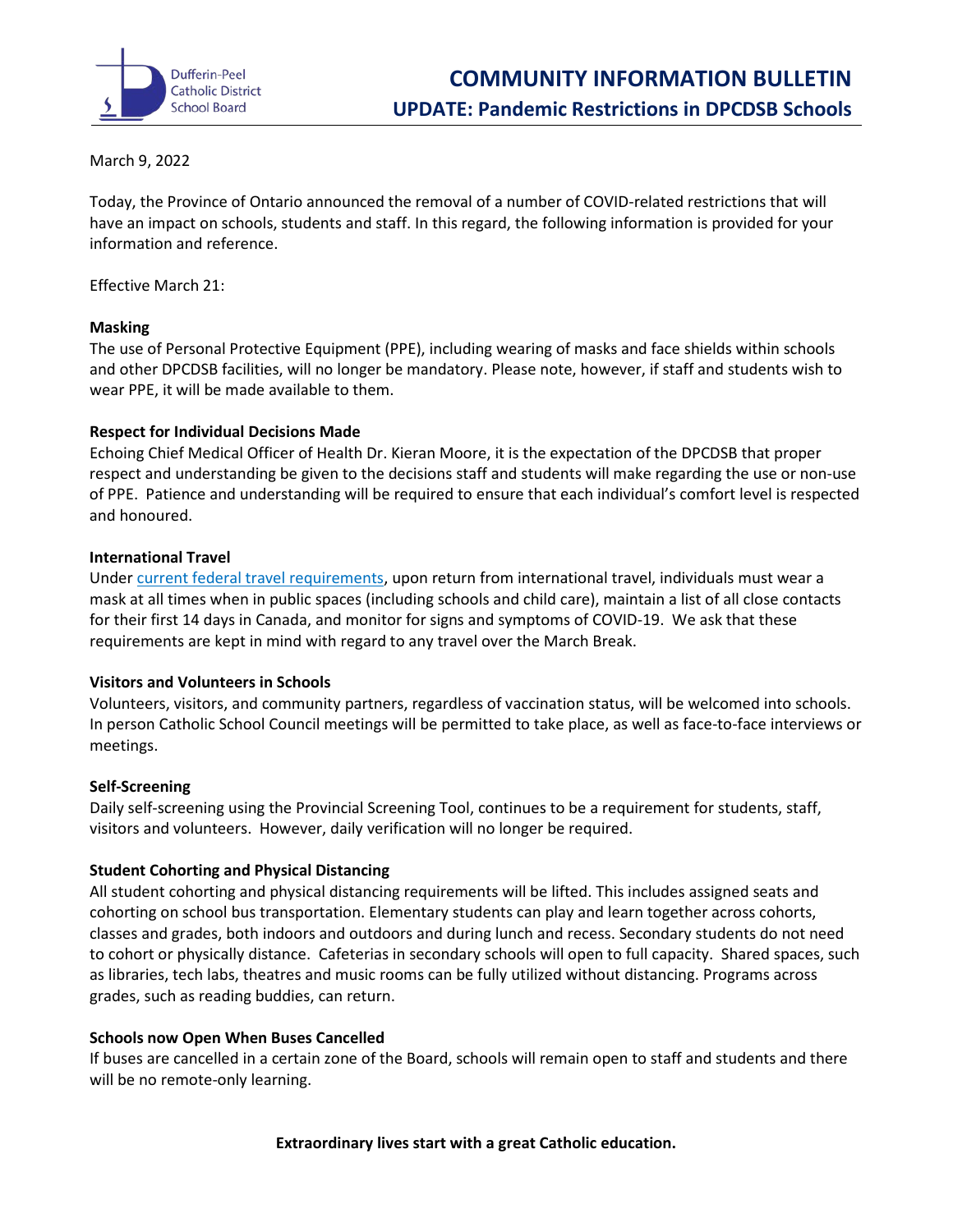Dufferin-Peel Catholic District School Board

# COMMUNITY INFORMATION BULLETIN

## UPDATE: Pandemic Restrictions in DPCDSB Schools

March 9, 2022

Today, the Province of Ontario announced the removal of a number of COVID-related restrictions that will have an impact on schools, students and staff. In this regard, the following information is provided for your information and reference.

Effective March 21:

**Masking**

The use of Personal Protective Equipment (PPE), including wearing of masks and face shields within schools and other DPCDSB facilities, will no longer be mandatory. Please note, however, if staff and students wish to wear PPE, it will be made available to them.

**Respect for Individual Decisions Made**

Echoing Chief Medical Officer of Health Dr. Kieran Moore, it is the expectation of the DPCDSB that proper respect and understanding be given to the decisions staff and students will make regarding the use or non-use of PPE. Patience and understanding will be required to ensure that each individual's comfort level is respected and honoured.

**International Travel**

Under current federal travel requirements, upon return from international travel, individuals must wear a mask at all times when in public spaces (including schools and child care), maintain a list of all close contacts for their first 14 days in Canada, and monitor for signs and symptoms of COVID-19. We ask that these requirements are kept in mind with regard to any travel over the March Break.

**Visitors and Volunteers in Schools**

Volunteers, visitors, and community partners, regardless of vaccination status, will be welcomed into schools. In person Catholic School Council meetings will be permitted to take place, as well as face-to-face interviews or meetings.

**Self-Screening**

Daily self-screening using the Provincial Screening Tool, continues to be a requirement for students, staff, visitors and volunteers. However, daily verification will no longer be required.

**Student Cohorting and Physical Distancing**

All student cohorting and physical distancing requirements will be lifted. This includes assigned seats and cohorting on school bus transportation. Elementary students can play and learn together across cohorts, classes and grades, both indoors and outdoors and during lunch and recess. Secondary students do not need to cohort or physically distance. Cafeterias in secondary schools will open to full capacity. Shared spaces, such as libraries, tech labs, theatres and music rooms can be fully utilized without distancing. Programs across grades, such as reading buddies, can return.

**Schools now Open When Buses Cancelled**

If buses are cancelled in a certain zone of the Board, schools will remain open to staff and students and there will be no remote-only learning.

**Extraordinary lives start with a great Catholic education.**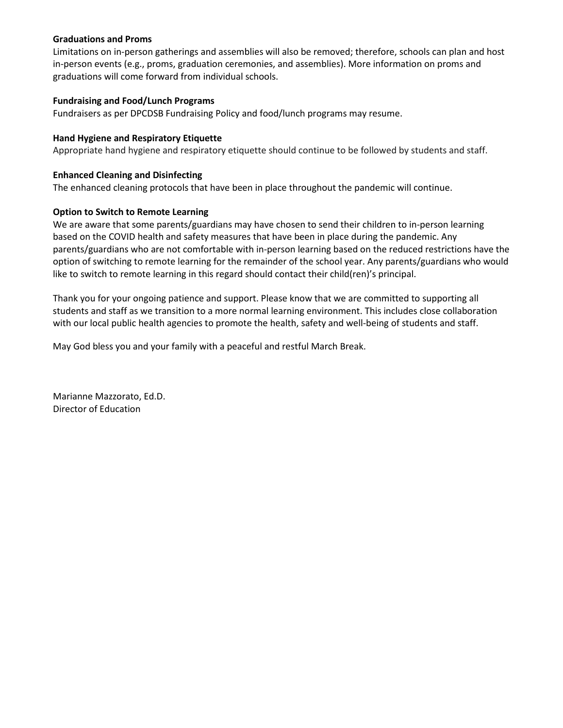**Graduations and Proms**

Limitations on in-person gatherings and assemblies will also be removed; therefore, schools can plan and host in-person events (e.g., proms, graduation ceremonies, and assemblies). More information on proms and graduations will come forward from individual schools.

**Fundraising and Food/Lunch Programs**

Fundraisers as per DPCDSB Fundraising Policy and food/lunch programs may resume.

**Hand Hygiene and Respiratory Etiquette**

Appropriate hand hygiene and respiratory etiquette should continue to be followed by students and staff.

**Enhanced Cleaning and Disinfecting**

The enhanced cleaning protocols that have been in place throughout the pandemic will continue.

**Option to Switch to Remote Learning**

We are aware that some parents/guardians may have chosen to send their children to in-person learning based on the COVID health and safety measures that have been in place during the pandemic. Any parents/guardians who are not comfortable with in-person learning based on the reduced restrictions have the option of switching to remote learning for the remainder of the school year. Any parents/guardians who would like to switch to remote learning in this regard should contact their child(ren)'s principal.

Thank you for your ongoing patience and support. Please know that we are committed to supporting all students and staff as we transition to a more normal learning environment. This includes close collaboration with our local public health agencies to promote the health, safety and well-being of students and staff.

May God bless you and your family with a peaceful and restful March Break.

Marianne Mazzorato, Ed.D.
Director of Education